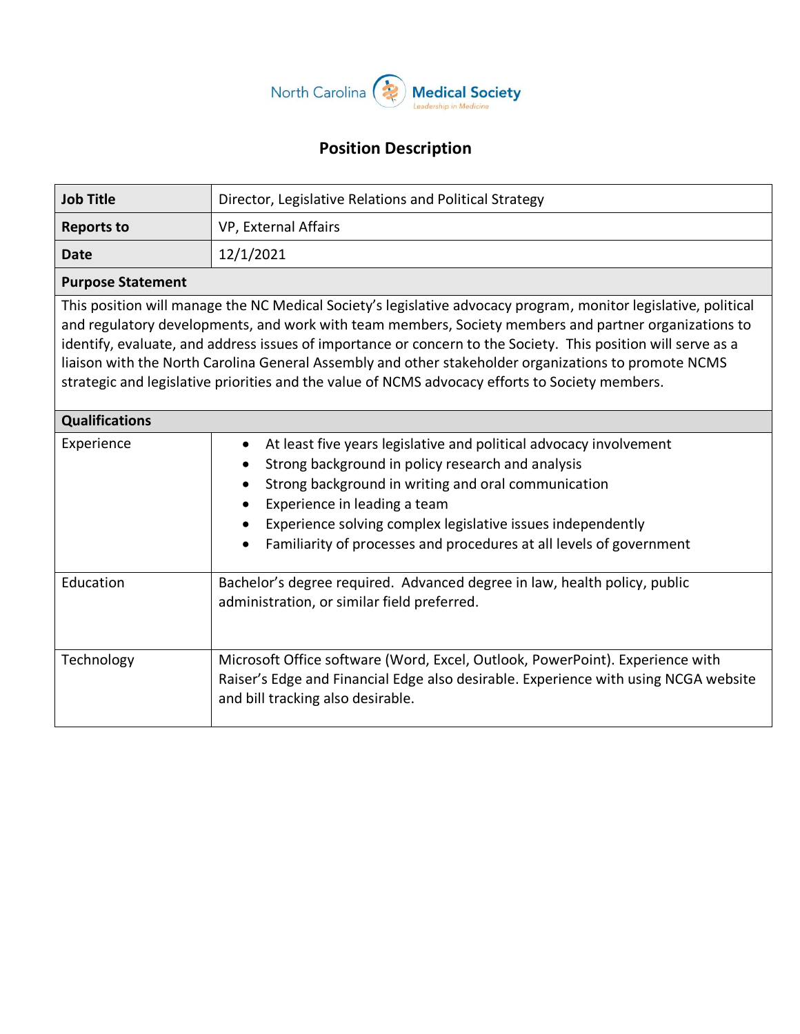North Carolina Medical Society
*Leadership in Medicine*

# Position Description

| **Job Title** | Director, Legislative Relations and Political Strategy |
|---|---|
| **Reports to** | VP, External Affairs |
| **Date** | 12/1/2021 |

## Purpose Statement

This position will manage the NC Medical Society's legislative advocacy program, monitor legislative, political and regulatory developments, and work with team members, Society members and partner organizations to identify, evaluate, and address issues of importance or concern to the Society. This position will serve as a liaison with the North Carolina General Assembly and other stakeholder organizations to promote NCMS strategic and legislative priorities and the value of NCMS advocacy efforts to Society members.

## Qualifications

| | |
|---|---|
| Experience | • At least five years legislative and political advocacy involvement<br>• Strong background in policy research and analysis<br>• Strong background in writing and oral communication<br>• Experience in leading a team<br>• Experience solving complex legislative issues independently<br>• Familiarity of processes and procedures at all levels of government |
| Education | Bachelor's degree required. Advanced degree in law, health policy, public administration, or similar field preferred. |
| Technology | Microsoft Office software (Word, Excel, Outlook, PowerPoint). Experience with Raiser's Edge and Financial Edge also desirable. Experience with using NCGA website and bill tracking also desirable. |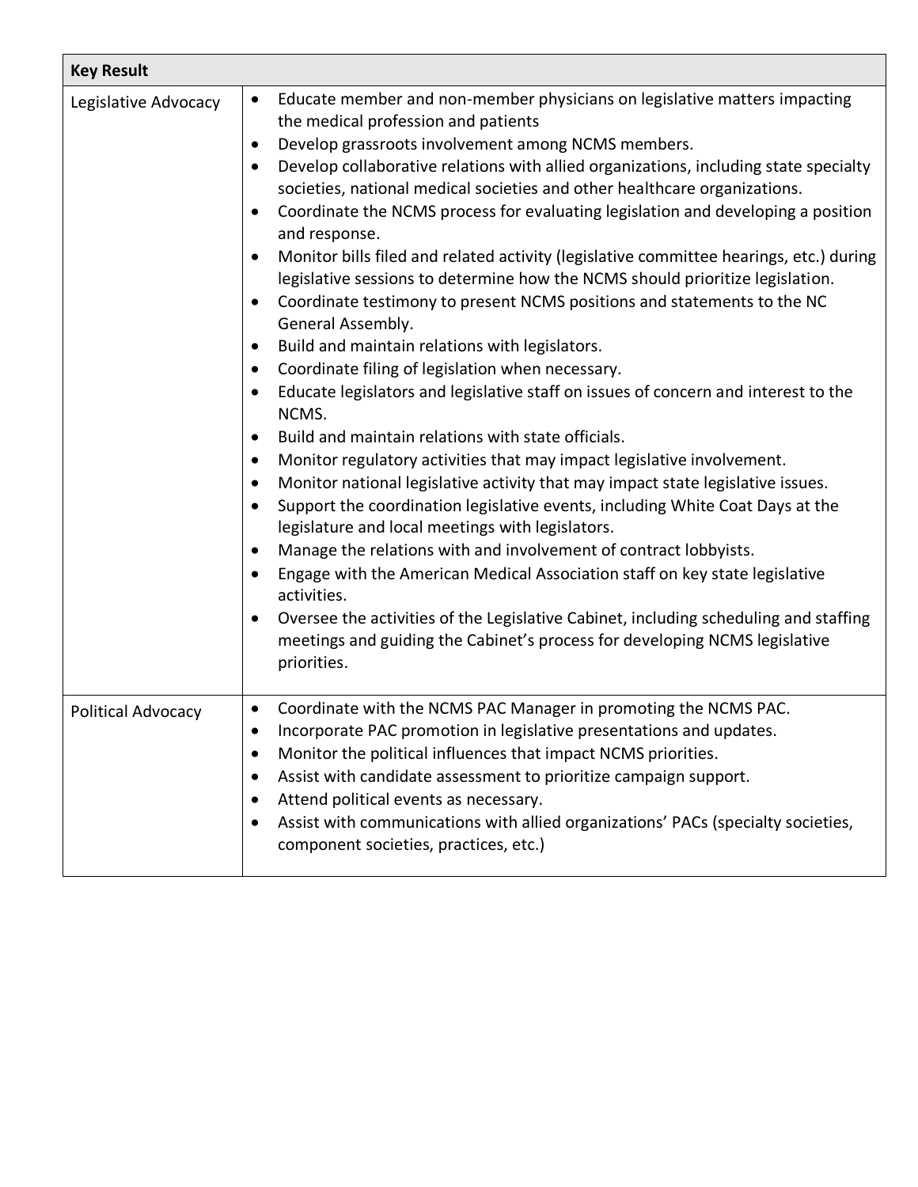| Key Result | |
|---|---|
| Legislative Advocacy | • Educate member and non-member physicians on legislative matters impacting the medical profession and patients<br>• Develop grassroots involvement among NCMS members.<br>• Develop collaborative relations with allied organizations, including state specialty societies, national medical societies and other healthcare organizations.<br>• Coordinate the NCMS process for evaluating legislation and developing a position and response.<br>• Monitor bills filed and related activity (legislative committee hearings, etc.) during legislative sessions to determine how the NCMS should prioritize legislation.<br>• Coordinate testimony to present NCMS positions and statements to the NC General Assembly.<br>• Build and maintain relations with legislators.<br>• Coordinate filing of legislation when necessary.<br>• Educate legislators and legislative staff on issues of concern and interest to the NCMS.<br>• Build and maintain relations with state officials.<br>• Monitor regulatory activities that may impact legislative involvement.<br>• Monitor national legislative activity that may impact state legislative issues.<br>• Support the coordination legislative events, including White Coat Days at the legislature and local meetings with legislators.<br>• Manage the relations with and involvement of contract lobbyists.<br>• Engage with the American Medical Association staff on key state legislative activities.<br>• Oversee the activities of the Legislative Cabinet, including scheduling and staffing meetings and guiding the Cabinet's process for developing NCMS legislative priorities. |
| Political Advocacy | • Coordinate with the NCMS PAC Manager in promoting the NCMS PAC.<br>• Incorporate PAC promotion in legislative presentations and updates.<br>• Monitor the political influences that impact NCMS priorities.<br>• Assist with candidate assessment to prioritize campaign support.<br>• Attend political events as necessary.<br>• Assist with communications with allied organizations' PACs (specialty societies, component societies, practices, etc.) |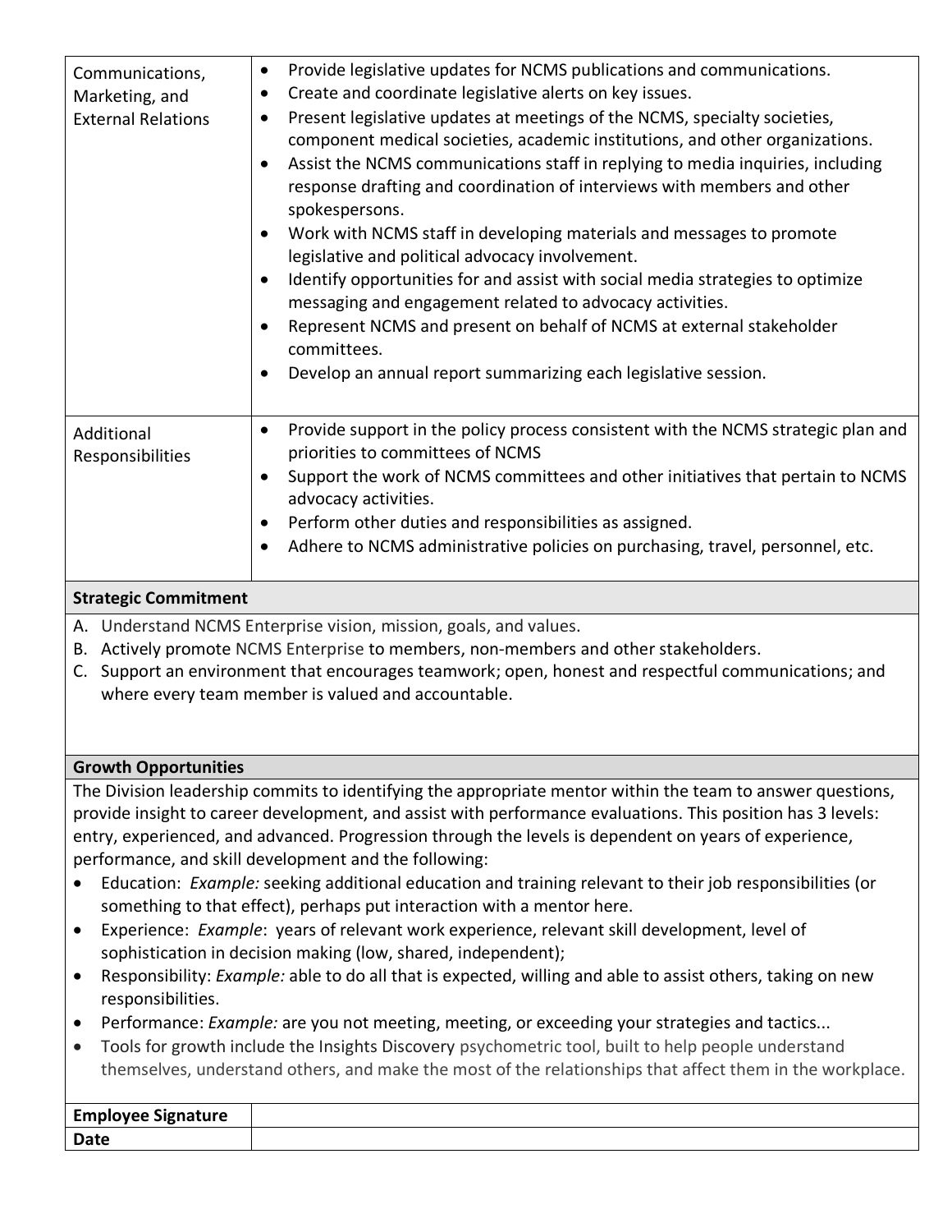| | |
|---|---|
| Communications, Marketing, and External Relations | • Provide legislative updates for NCMS publications and communications.<br>• Create and coordinate legislative alerts on key issues.<br>• Present legislative updates at meetings of the NCMS, specialty societies, component medical societies, academic institutions, and other organizations.<br>• Assist the NCMS communications staff in replying to media inquiries, including response drafting and coordination of interviews with members and other spokespersons.<br>• Work with NCMS staff in developing materials and messages to promote legislative and political advocacy involvement.<br>• Identify opportunities for and assist with social media strategies to optimize messaging and engagement related to advocacy activities.<br>• Represent NCMS and present on behalf of NCMS at external stakeholder committees.<br>• Develop an annual report summarizing each legislative session. |
| Additional Responsibilities | • Provide support in the policy process consistent with the NCMS strategic plan and priorities to committees of NCMS<br>• Support the work of NCMS committees and other initiatives that pertain to NCMS advocacy activities.<br>• Perform other duties and responsibilities as assigned.<br>• Adhere to NCMS administrative policies on purchasing, travel, personnel, etc. |

**Strategic Commitment**

A. Understand NCMS Enterprise vision, mission, goals, and values.
B. Actively promote NCMS Enterprise to members, non-members and other stakeholders.
C. Support an environment that encourages teamwork; open, honest and respectful communications; and where every team member is valued and accountable.

**Growth Opportunities**

The Division leadership commits to identifying the appropriate mentor within the team to answer questions, provide insight to career development, and assist with performance evaluations. This position has 3 levels: entry, experienced, and advanced. Progression through the levels is dependent on years of experience, performance, and skill development and the following:

- Education: *Example:* seeking additional education and training relevant to their job responsibilities (or something to that effect), perhaps put interaction with a mentor here.
- Experience: *Example*: years of relevant work experience, relevant skill development, level of sophistication in decision making (low, shared, independent);
- Responsibility: *Example:* able to do all that is expected, willing and able to assist others, taking on new responsibilities.
- Performance: *Example:* are you not meeting, meeting, or exceeding your strategies and tactics...
- Tools for growth include the Insights Discovery psychometric tool, built to help people understand themselves, understand others, and make the most of the relationships that affect them in the workplace.

| | |
|---|---|
| **Employee Signature** | |
| **Date** | |